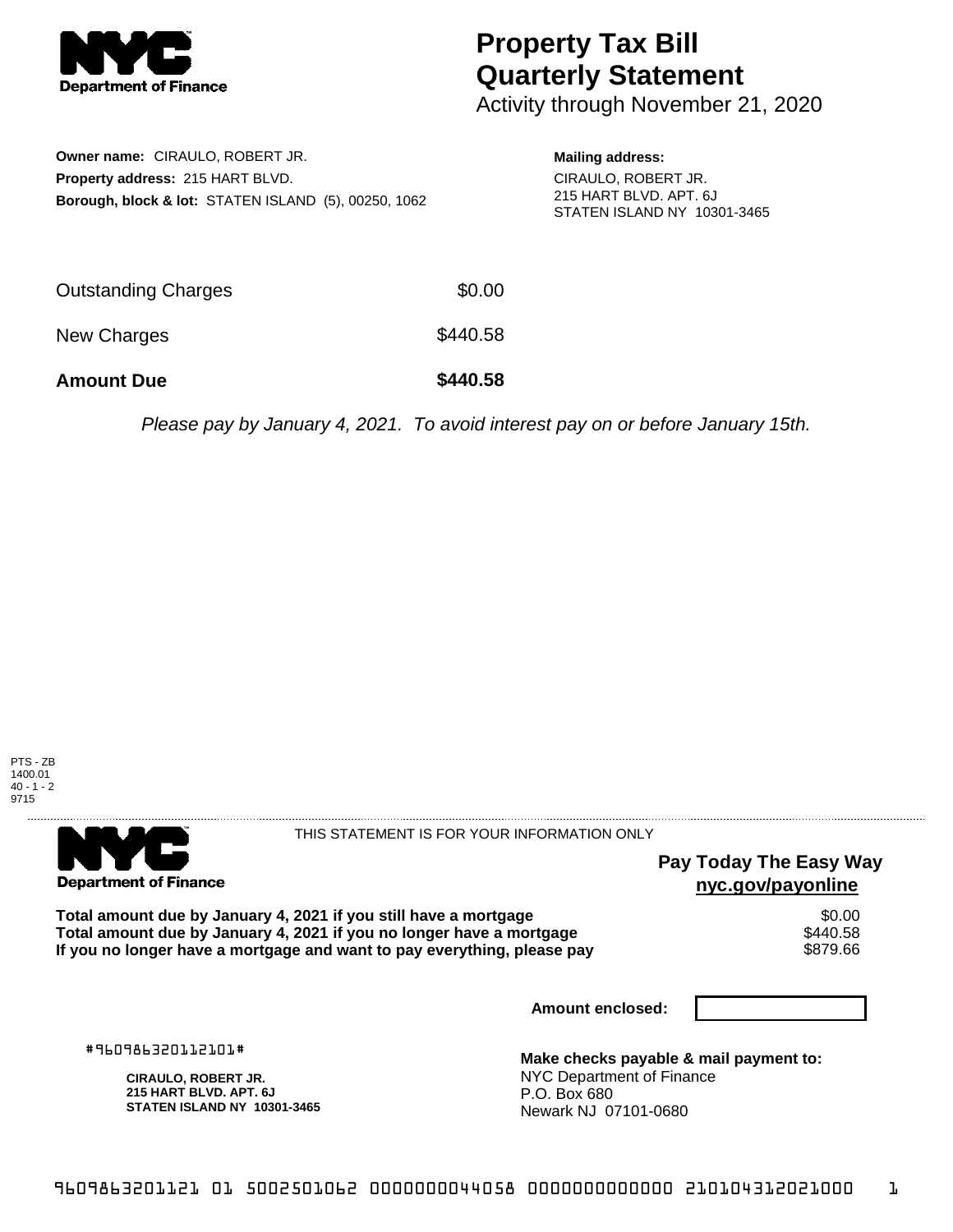**Department of Finance**

# Property Tax Bill Quarterly Statement

Activity through November 21, 2020

**Owner name:** CIRAULO, ROBERT JR.
**Property address:** 215 HART BLVD.
**Borough, block & lot:** STATEN ISLAND (5), 00250, 1062

**Mailing address:**
CIRAULO, ROBERT JR.
215 HART BLVD. APT. 6J
STATEN ISLAND NY 10301-3465

| | |
|---|---|
| Outstanding Charges | $0.00 |
| New Charges | $440.58 |
| **Amount Due** | **$440.58** |

*Please pay by January 4, 2021. To avoid interest pay on or before January 15th.*

PTS - ZB
1400.01
40 - 1 - 2
9715

---

**Department of Finance**

THIS STATEMENT IS FOR YOUR INFORMATION ONLY

**Pay Today The Easy Way**
**nyc.gov/payonline**

| | |
|---|---|
| **Total amount due by January 4, 2021 if you still have a mortgage** | $0.00 |
| **Total amount due by January 4, 2021 if you no longer have a mortgage** | $440.58 |
| **If you no longer have a mortgage and want to pay everything, please pay** | $879.66 |

**Amount enclosed:**

#960986320112101#

**CIRAULO, ROBERT JR.**
**215 HART BLVD. APT. 6J**
**STATEN ISLAND NY 10301-3465**

**Make checks payable & mail payment to:**
NYC Department of Finance
P.O. Box 680
Newark NJ 07101-0680

9609863201121 01 5002501062 0000000044058 0000000000000 210104312021000 1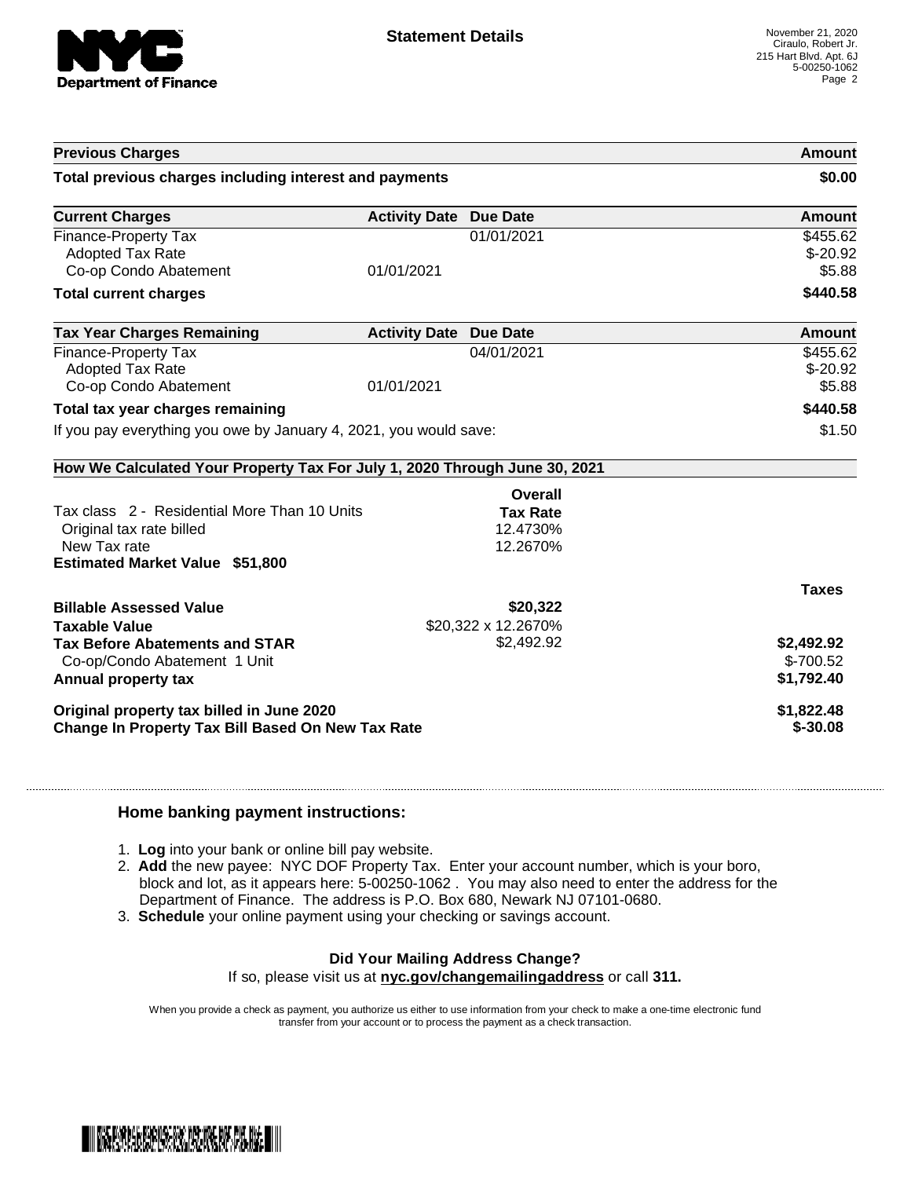**Statement Details**

November 21, 2020
Ciraulo, Robert Jr.
215 Hart Blvd. Apt. 6J
5-00250-1062

| Previous Charges | | | Amount |
|---|---|---|---|
| **Total previous charges including interest and payments** | | | **$0.00** |

| Current Charges | Activity Date | Due Date | Amount |
|---|---|---|---|
| Finance-Property Tax | | 01/01/2021 | $455.62 |
| Adopted Tax Rate | | | $-20.92 |
| Co-op Condo Abatement | 01/01/2021 | | $5.88 |
| **Total current charges** | | | **$440.58** |

| Tax Year Charges Remaining | Activity Date | Due Date | Amount |
|---|---|---|---|
| Finance-Property Tax | | 04/01/2021 | $455.62 |
| Adopted Tax Rate | | | $-20.92 |
| Co-op Condo Abatement | 01/01/2021 | | $5.88 |
| **Total tax year charges remaining** | | | **$440.58** |
| If you pay everything you owe by January 4, 2021, you would save: | | | $1.50 |

**How We Calculated Your Property Tax For July 1, 2020 Through June 30, 2021**

| | Overall Tax Rate | |
|---|---|---|
| Tax class 2 - Residential More Than 10 Units | | |
| Original tax rate billed | 12.4730% | |
| New Tax rate | 12.2670% | |
| **Estimated Market Value $51,800** | | |

| | | Taxes |
|---|---|---|
| **Billable Assessed Value** | **$20,322** | |
| **Taxable Value** | $20,322 x 12.2670% | |
| **Tax Before Abatements and STAR** | $2,492.92 | **$2,492.92** |
| Co-op/Condo Abatement 1 Unit | | $-700.52 |
| **Annual property tax** | | **$1,792.40** |
| **Original property tax billed in June 2020** | | **$1,822.48** |
| **Change In Property Tax Bill Based On New Tax Rate** | | **$-30.08** |

### Home banking payment instructions:

1. **Log** into your bank or online bill pay website.
2. **Add** the new payee: NYC DOF Property Tax. Enter your account number, which is your boro, block and lot, as it appears here: 5-00250-1062 . You may also need to enter the address for the Department of Finance. The address is P.O. Box 680, Newark NJ 07101-0680.
3. **Schedule** your online payment using your checking or savings account.

**Did Your Mailing Address Change?**

If so, please visit us at **nyc.gov/changemailingaddress** or call **311.**

When you provide a check as payment, you authorize us either to use information from your check to make a one-time electronic fund transfer from your account or to process the payment as a check transaction.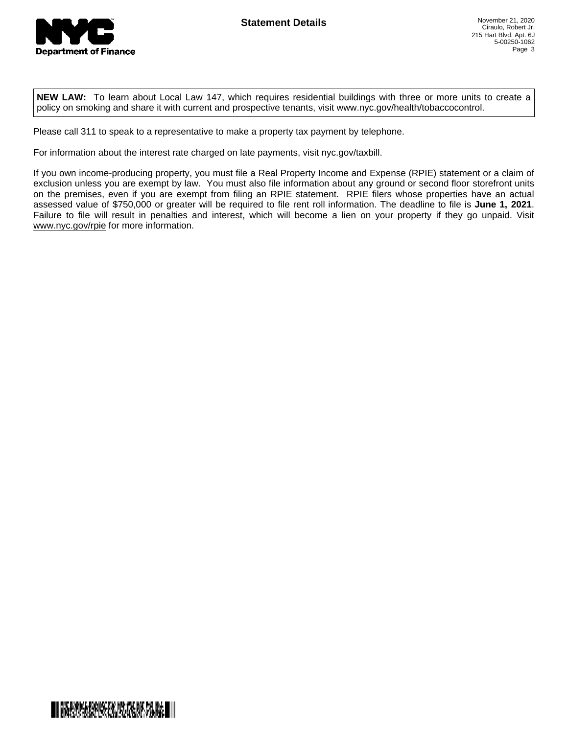**NEW LAW:** To learn about Local Law 147, which requires residential buildings with three or more units to create a policy on smoking and share it with current and prospective tenants, visit www.nyc.gov/health/tobaccocontrol.

Please call 311 to speak to a representative to make a property tax payment by telephone.

For information about the interest rate charged on late payments, visit nyc.gov/taxbill.

If you own income-producing property, you must file a Real Property Income and Expense (RPIE) statement or a claim of exclusion unless you are exempt by law. You must also file information about any ground or second floor storefront units on the premises, even if you are exempt from filing an RPIE statement. RPIE filers whose properties have an actual assessed value of $750,000 or greater will be required to file rent roll information. The deadline to file is **June 1, 2021**. Failure to file will result in penalties and interest, which will become a lien on your property if they go unpaid. Visit www.nyc.gov/rpie for more information.